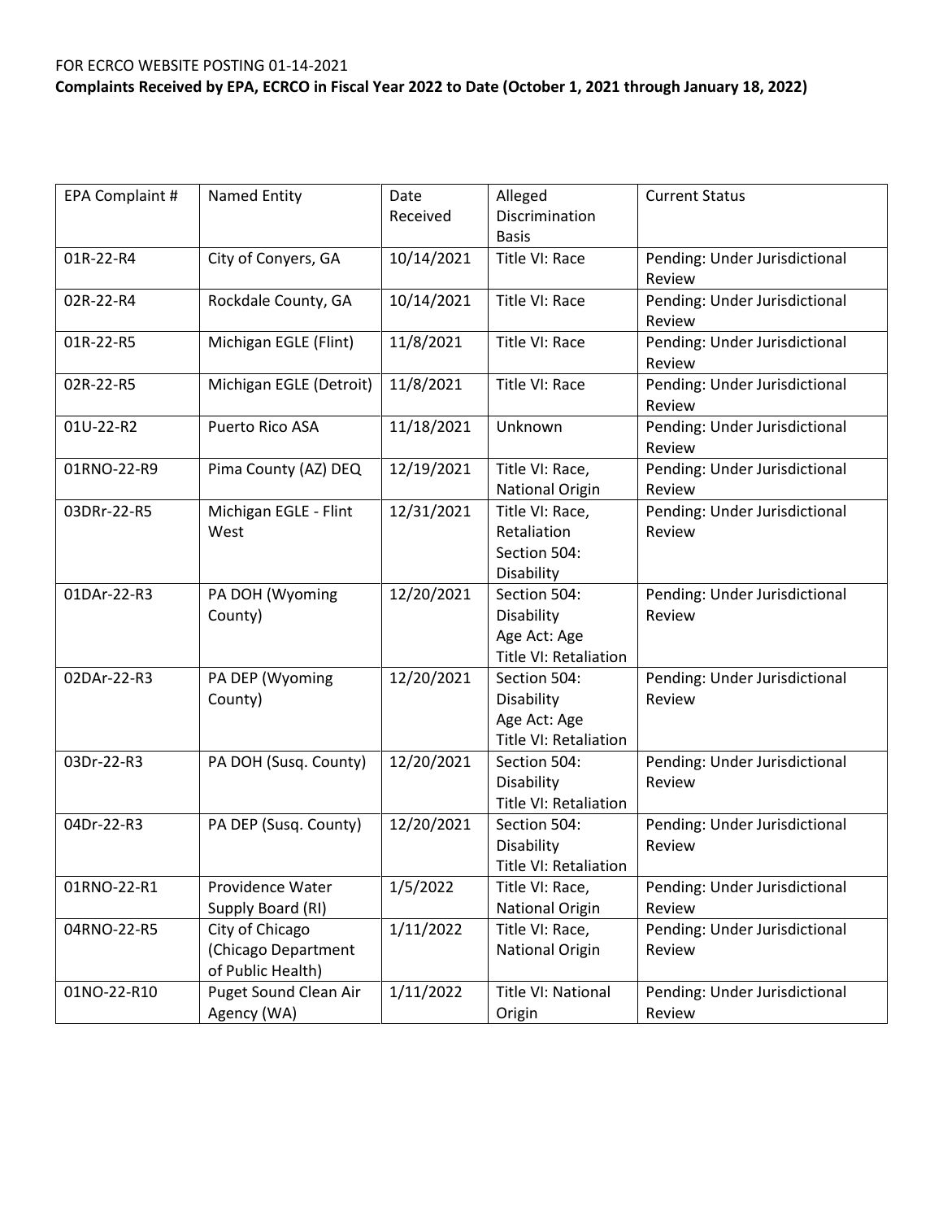FOR ECRCO WEBSITE POSTING 01-14-2021

**Complaints Received by EPA, ECRCO in Fiscal Year 2022 to Date (October 1, 2021 through January 18, 2022)**

| EPA Complaint # | Named Entity | Date Received | Alleged Discrimination Basis | Current Status |
|---|---|---|---|---|
| 01R-22-R4 | City of Conyers, GA | 10/14/2021 | Title VI: Race | Pending: Under Jurisdictional Review |
| 02R-22-R4 | Rockdale County, GA | 10/14/2021 | Title VI: Race | Pending: Under Jurisdictional Review |
| 01R-22-R5 | Michigan EGLE (Flint) | 11/8/2021 | Title VI: Race | Pending: Under Jurisdictional Review |
| 02R-22-R5 | Michigan EGLE (Detroit) | 11/8/2021 | Title VI: Race | Pending: Under Jurisdictional Review |
| 01U-22-R2 | Puerto Rico ASA | 11/18/2021 | Unknown | Pending: Under Jurisdictional Review |
| 01RNO-22-R9 | Pima County (AZ) DEQ | 12/19/2021 | Title VI: Race, National Origin | Pending: Under Jurisdictional Review |
| 03DRr-22-R5 | Michigan EGLE - Flint West | 12/31/2021 | Title VI: Race, Retaliation<br>Section 504: Disability | Pending: Under Jurisdictional Review |
| 01DAr-22-R3 | PA DOH (Wyoming County) | 12/20/2021 | Section 504: Disability<br>Age Act: Age<br>Title VI: Retaliation | Pending: Under Jurisdictional Review |
| 02DAr-22-R3 | PA DEP (Wyoming County) | 12/20/2021 | Section 504: Disability<br>Age Act: Age<br>Title VI: Retaliation | Pending: Under Jurisdictional Review |
| 03Dr-22-R3 | PA DOH (Susq. County) | 12/20/2021 | Section 504: Disability<br>Title VI: Retaliation | Pending: Under Jurisdictional Review |
| 04Dr-22-R3 | PA DEP (Susq. County) | 12/20/2021 | Section 504: Disability<br>Title VI: Retaliation | Pending: Under Jurisdictional Review |
| 01RNO-22-R1 | Providence Water Supply Board (RI) | 1/5/2022 | Title VI: Race, National Origin | Pending: Under Jurisdictional Review |
| 04RNO-22-R5 | City of Chicago (Chicago Department of Public Health) | 1/11/2022 | Title VI: Race, National Origin | Pending: Under Jurisdictional Review |
| 01NO-22-R10 | Puget Sound Clean Air Agency (WA) | 1/11/2022 | Title VI: National Origin | Pending: Under Jurisdictional Review |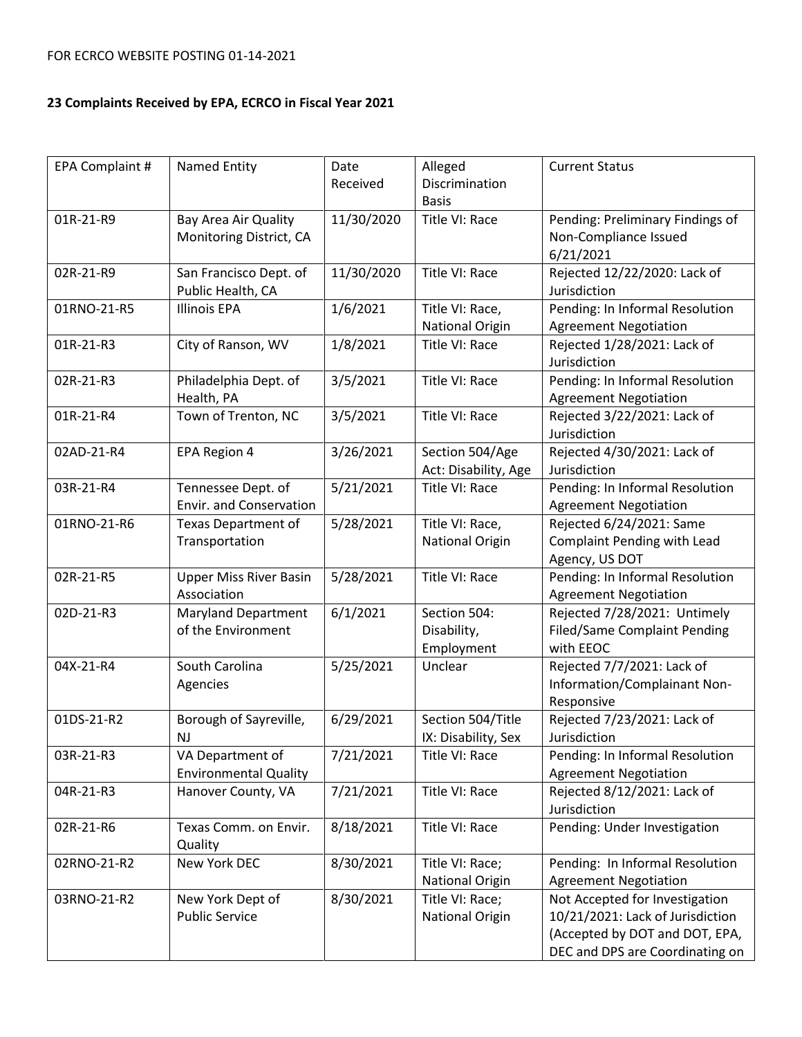FOR ECRCO WEBSITE POSTING 01-14-2021

**23 Complaints Received by EPA, ECRCO in Fiscal Year 2021**

| EPA Complaint # | Named Entity | Date Received | Alleged Discrimination Basis | Current Status |
|---|---|---|---|---|
| 01R-21-R9 | Bay Area Air Quality Monitoring District, CA | 11/30/2020 | Title VI: Race | Pending: Preliminary Findings of Non-Compliance Issued 6/21/2021 |
| 02R-21-R9 | San Francisco Dept. of Public Health, CA | 11/30/2020 | Title VI: Race | Rejected 12/22/2020: Lack of Jurisdiction |
| 01RNO-21-R5 | Illinois EPA | 1/6/2021 | Title VI: Race, National Origin | Pending: In Informal Resolution Agreement Negotiation |
| 01R-21-R3 | City of Ranson, WV | 1/8/2021 | Title VI: Race | Rejected 1/28/2021: Lack of Jurisdiction |
| 02R-21-R3 | Philadelphia Dept. of Health, PA | 3/5/2021 | Title VI: Race | Pending: In Informal Resolution Agreement Negotiation |
| 01R-21-R4 | Town of Trenton, NC | 3/5/2021 | Title VI: Race | Rejected 3/22/2021: Lack of Jurisdiction |
| 02AD-21-R4 | EPA Region 4 | 3/26/2021 | Section 504/Age Act: Disability, Age | Rejected 4/30/2021: Lack of Jurisdiction |
| 03R-21-R4 | Tennessee Dept. of Envir. and Conservation | 5/21/2021 | Title VI: Race | Pending: In Informal Resolution Agreement Negotiation |
| 01RNO-21-R6 | Texas Department of Transportation | 5/28/2021 | Title VI: Race, National Origin | Rejected 6/24/2021: Same Complaint Pending with Lead Agency, US DOT |
| 02R-21-R5 | Upper Miss River Basin Association | 5/28/2021 | Title VI: Race | Pending: In Informal Resolution Agreement Negotiation |
| 02D-21-R3 | Maryland Department of the Environment | 6/1/2021 | Section 504: Disability, Employment | Rejected 7/28/2021: Untimely Filed/Same Complaint Pending with EEOC |
| 04X-21-R4 | South Carolina Agencies | 5/25/2021 | Unclear | Rejected 7/7/2021: Lack of Information/Complainant Non-Responsive |
| 01DS-21-R2 | Borough of Sayreville, NJ | 6/29/2021 | Section 504/Title IX: Disability, Sex | Rejected 7/23/2021: Lack of Jurisdiction |
| 03R-21-R3 | VA Department of Environmental Quality | 7/21/2021 | Title VI: Race | Pending: In Informal Resolution Agreement Negotiation |
| 04R-21-R3 | Hanover County, VA | 7/21/2021 | Title VI: Race | Rejected 8/12/2021: Lack of Jurisdiction |
| 02R-21-R6 | Texas Comm. on Envir. Quality | 8/18/2021 | Title VI: Race | Pending: Under Investigation |
| 02RNO-21-R2 | New York DEC | 8/30/2021 | Title VI: Race; National Origin | Pending: In Informal Resolution Agreement Negotiation |
| 03RNO-21-R2 | New York Dept of Public Service | 8/30/2021 | Title VI: Race; National Origin | Not Accepted for Investigation 10/21/2021: Lack of Jurisdiction (Accepted by DOT and DOT, EPA, DEC and DPS are Coordinating on |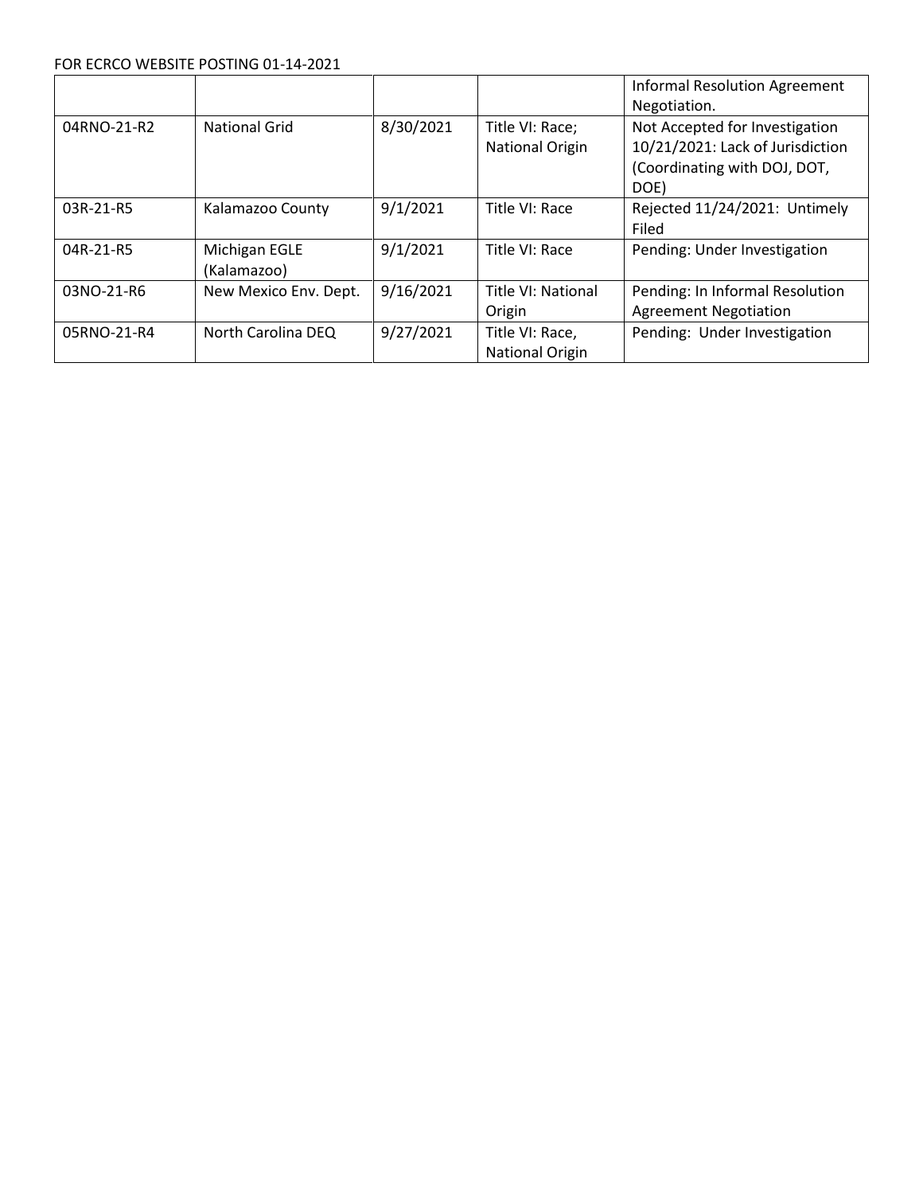|  |  |  |  | Informal Resolution Agreement Negotiation. |
|---|---|---|---|---|
| 04RNO-21-R2 | National Grid | 8/30/2021 | Title VI: Race; National Origin | Not Accepted for Investigation 10/21/2021: Lack of Jurisdiction (Coordinating with DOJ, DOT, DOE) |
| 03R-21-R5 | Kalamazoo County | 9/1/2021 | Title VI: Race | Rejected 11/24/2021: Untimely Filed |
| 04R-21-R5 | Michigan EGLE (Kalamazoo) | 9/1/2021 | Title VI: Race | Pending: Under Investigation |
| 03NO-21-R6 | New Mexico Env. Dept. | 9/16/2021 | Title VI: National Origin | Pending: In Informal Resolution Agreement Negotiation |
| 05RNO-21-R4 | North Carolina DEQ | 9/27/2021 | Title VI: Race, National Origin | Pending: Under Investigation |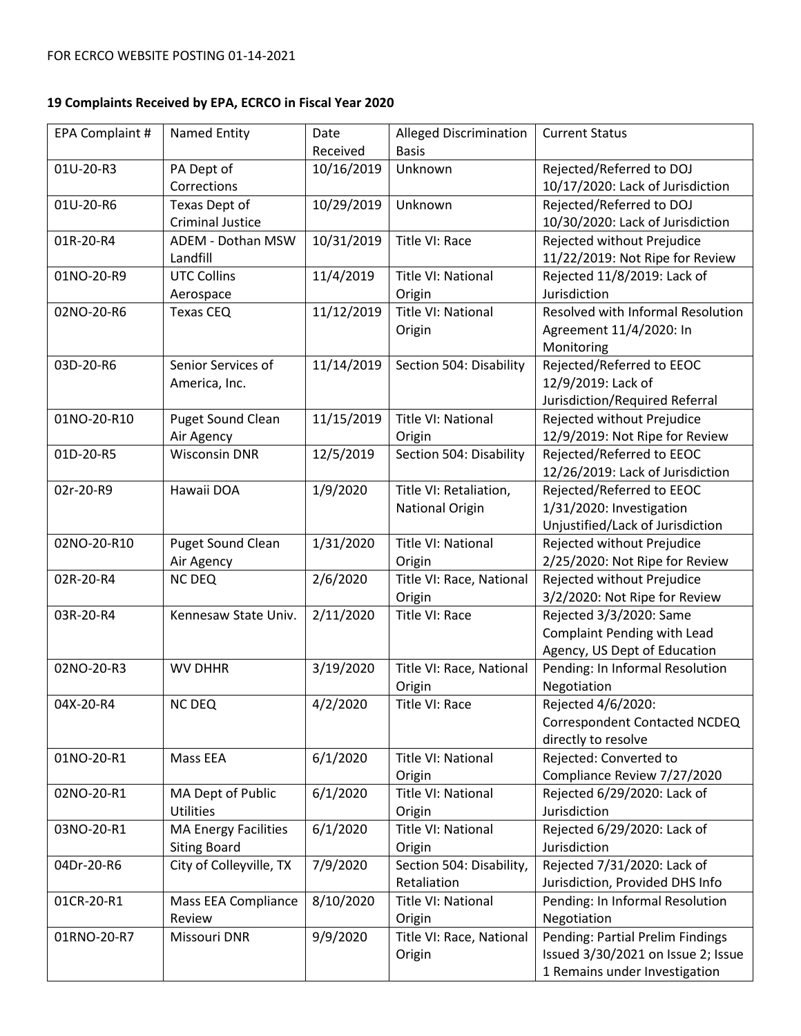FOR ECRCO WEBSITE POSTING 01-14-2021

**19 Complaints Received by EPA, ECRCO in Fiscal Year 2020**

| EPA Complaint # | Named Entity | Date Received | Alleged Discrimination Basis | Current Status |
|---|---|---|---|---|
| 01U-20-R3 | PA Dept of Corrections | 10/16/2019 | Unknown | Rejected/Referred to DOJ 10/17/2020: Lack of Jurisdiction |
| 01U-20-R6 | Texas Dept of Criminal Justice | 10/29/2019 | Unknown | Rejected/Referred to DOJ 10/30/2020: Lack of Jurisdiction |
| 01R-20-R4 | ADEM - Dothan MSW Landfill | 10/31/2019 | Title VI: Race | Rejected without Prejudice 11/22/2019: Not Ripe for Review |
| 01NO-20-R9 | UTC Collins Aerospace | 11/4/2019 | Title VI: National Origin | Rejected 11/8/2019: Lack of Jurisdiction |
| 02NO-20-R6 | Texas CEQ | 11/12/2019 | Title VI: National Origin | Resolved with Informal Resolution Agreement 11/4/2020: In Monitoring |
| 03D-20-R6 | Senior Services of America, Inc. | 11/14/2019 | Section 504: Disability | Rejected/Referred to EEOC 12/9/2019: Lack of Jurisdiction/Required Referral |
| 01NO-20-R10 | Puget Sound Clean Air Agency | 11/15/2019 | Title VI: National Origin | Rejected without Prejudice 12/9/2019: Not Ripe for Review |
| 01D-20-R5 | Wisconsin DNR | 12/5/2019 | Section 504: Disability | Rejected/Referred to EEOC 12/26/2019: Lack of Jurisdiction |
| 02r-20-R9 | Hawaii DOA | 1/9/2020 | Title VI: Retaliation, National Origin | Rejected/Referred to EEOC 1/31/2020: Investigation Unjustified/Lack of Jurisdiction |
| 02NO-20-R10 | Puget Sound Clean Air Agency | 1/31/2020 | Title VI: National Origin | Rejected without Prejudice 2/25/2020: Not Ripe for Review |
| 02R-20-R4 | NC DEQ | 2/6/2020 | Title VI: Race, National Origin | Rejected without Prejudice 3/2/2020: Not Ripe for Review |
| 03R-20-R4 | Kennesaw State Univ. | 2/11/2020 | Title VI: Race | Rejected 3/3/2020: Same Complaint Pending with Lead Agency, US Dept of Education |
| 02NO-20-R3 | WV DHHR | 3/19/2020 | Title VI: Race, National Origin | Pending: In Informal Resolution Negotiation |
| 04X-20-R4 | NC DEQ | 4/2/2020 | Title VI: Race | Rejected 4/6/2020: Correspondent Contacted NCDEQ directly to resolve |
| 01NO-20-R1 | Mass EEA | 6/1/2020 | Title VI: National Origin | Rejected: Converted to Compliance Review 7/27/2020 |
| 02NO-20-R1 | MA Dept of Public Utilities | 6/1/2020 | Title VI: National Origin | Rejected 6/29/2020: Lack of Jurisdiction |
| 03NO-20-R1 | MA Energy Facilities Siting Board | 6/1/2020 | Title VI: National Origin | Rejected 6/29/2020: Lack of Jurisdiction |
| 04Dr-20-R6 | City of Colleyville, TX | 7/9/2020 | Section 504: Disability, Retaliation | Rejected 7/31/2020: Lack of Jurisdiction, Provided DHS Info |
| 01CR-20-R1 | Mass EEA Compliance Review | 8/10/2020 | Title VI: National Origin | Pending: In Informal Resolution Negotiation |
| 01RNO-20-R7 | Missouri DNR | 9/9/2020 | Title VI: Race, National Origin | Pending: Partial Prelim Findings Issued 3/30/2021 on Issue 2; Issue 1 Remains under Investigation |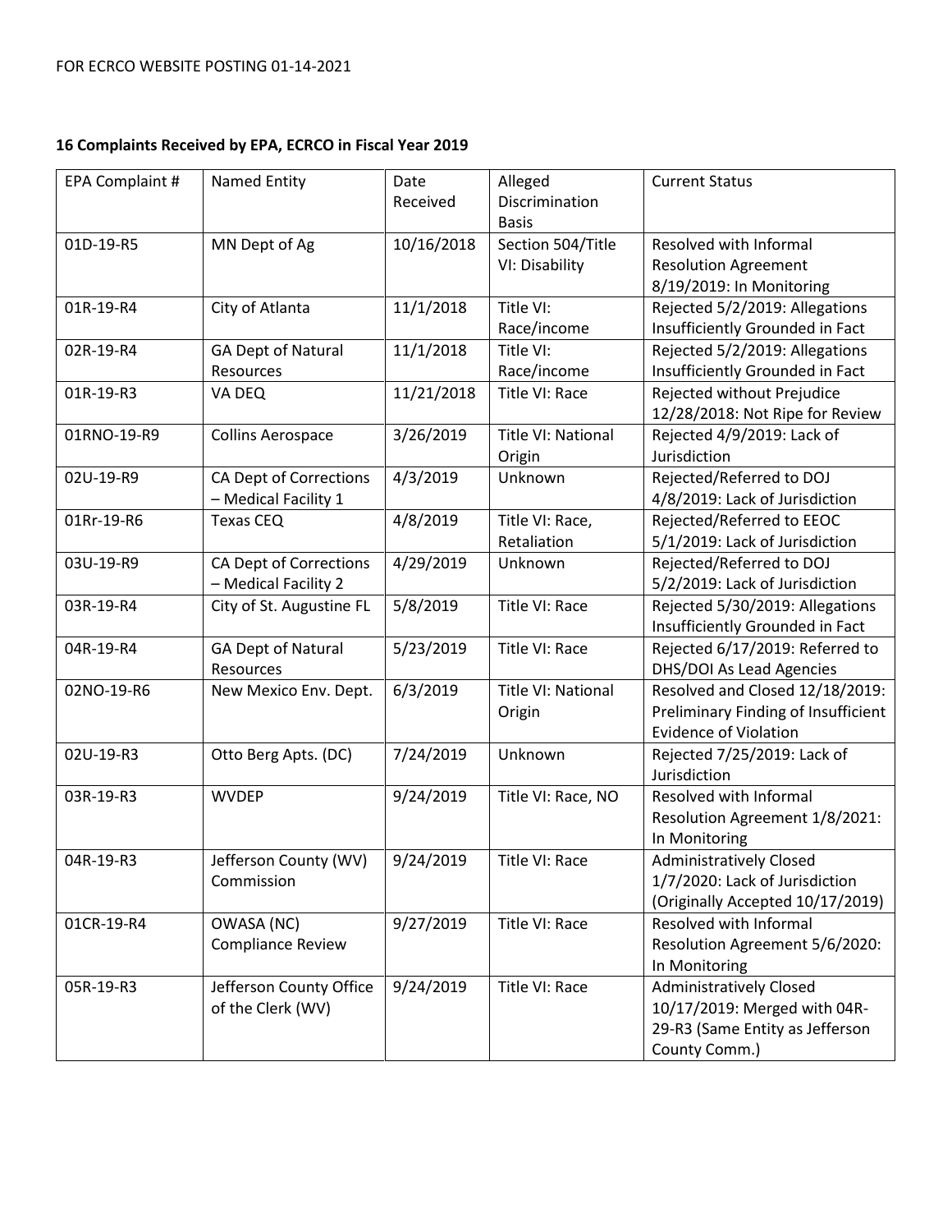FOR ECRCO WEBSITE POSTING 01-14-2021

**16 Complaints Received by EPA, ECRCO in Fiscal Year 2019**

| EPA Complaint # | Named Entity | Date Received | Alleged Discrimination Basis | Current Status |
|---|---|---|---|---|
| 01D-19-R5 | MN Dept of Ag | 10/16/2018 | Section 504/Title VI: Disability | Resolved with Informal Resolution Agreement 8/19/2019: In Monitoring |
| 01R-19-R4 | City of Atlanta | 11/1/2018 | Title VI: Race/income | Rejected 5/2/2019: Allegations Insufficiently Grounded in Fact |
| 02R-19-R4 | GA Dept of Natural Resources | 11/1/2018 | Title VI: Race/income | Rejected 5/2/2019: Allegations Insufficiently Grounded in Fact |
| 01R-19-R3 | VA DEQ | 11/21/2018 | Title VI: Race | Rejected without Prejudice 12/28/2018: Not Ripe for Review |
| 01RNO-19-R9 | Collins Aerospace | 3/26/2019 | Title VI: National Origin | Rejected 4/9/2019: Lack of Jurisdiction |
| 02U-19-R9 | CA Dept of Corrections – Medical Facility 1 | 4/3/2019 | Unknown | Rejected/Referred to DOJ 4/8/2019: Lack of Jurisdiction |
| 01Rr-19-R6 | Texas CEQ | 4/8/2019 | Title VI: Race, Retaliation | Rejected/Referred to EEOC 5/1/2019: Lack of Jurisdiction |
| 03U-19-R9 | CA Dept of Corrections – Medical Facility 2 | 4/29/2019 | Unknown | Rejected/Referred to DOJ 5/2/2019: Lack of Jurisdiction |
| 03R-19-R4 | City of St. Augustine FL | 5/8/2019 | Title VI: Race | Rejected 5/30/2019: Allegations Insufficiently Grounded in Fact |
| 04R-19-R4 | GA Dept of Natural Resources | 5/23/2019 | Title VI: Race | Rejected 6/17/2019: Referred to DHS/DOI As Lead Agencies |
| 02NO-19-R6 | New Mexico Env. Dept. | 6/3/2019 | Title VI: National Origin | Resolved and Closed 12/18/2019: Preliminary Finding of Insufficient Evidence of Violation |
| 02U-19-R3 | Otto Berg Apts. (DC) | 7/24/2019 | Unknown | Rejected 7/25/2019: Lack of Jurisdiction |
| 03R-19-R3 | WVDEP | 9/24/2019 | Title VI: Race, NO | Resolved with Informal Resolution Agreement 1/8/2021: In Monitoring |
| 04R-19-R3 | Jefferson County (WV) Commission | 9/24/2019 | Title VI: Race | Administratively Closed 1/7/2020: Lack of Jurisdiction (Originally Accepted 10/17/2019) |
| 01CR-19-R4 | OWASA (NC) Compliance Review | 9/27/2019 | Title VI: Race | Resolved with Informal Resolution Agreement 5/6/2020: In Monitoring |
| 05R-19-R3 | Jefferson County Office of the Clerk (WV) | 9/24/2019 | Title VI: Race | Administratively Closed 10/17/2019: Merged with 04R-29-R3 (Same Entity as Jefferson County Comm.) |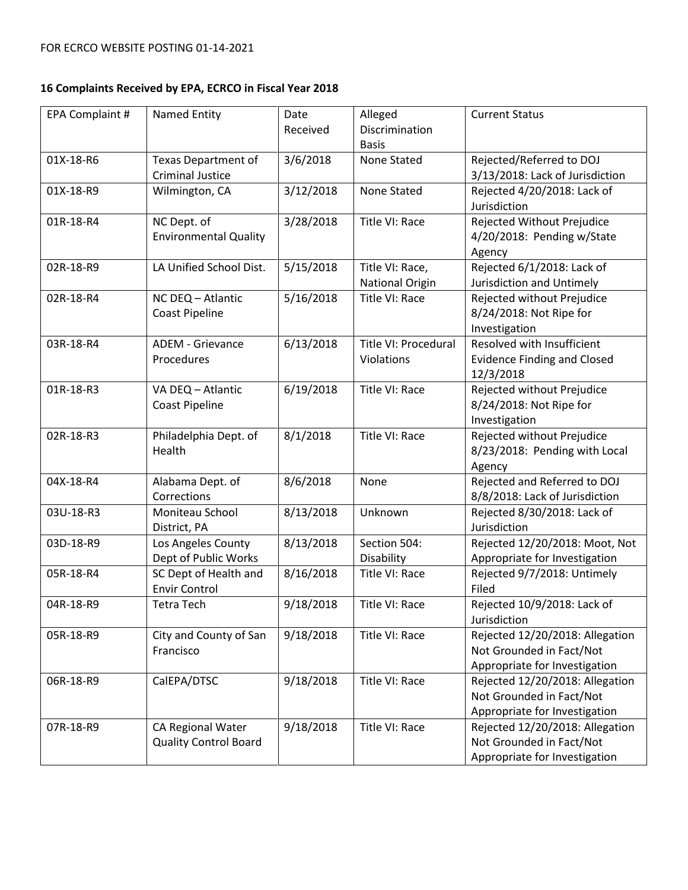FOR ECRCO WEBSITE POSTING 01-14-2021

**16 Complaints Received by EPA, ECRCO in Fiscal Year 2018**

| EPA Complaint # | Named Entity | Date Received | Alleged Discrimination Basis | Current Status |
|---|---|---|---|---|
| 01X-18-R6 | Texas Department of Criminal Justice | 3/6/2018 | None Stated | Rejected/Referred to DOJ 3/13/2018: Lack of Jurisdiction |
| 01X-18-R9 | Wilmington, CA | 3/12/2018 | None Stated | Rejected 4/20/2018: Lack of Jurisdiction |
| 01R-18-R4 | NC Dept. of Environmental Quality | 3/28/2018 | Title VI: Race | Rejected Without Prejudice 4/20/2018: Pending w/State Agency |
| 02R-18-R9 | LA Unified School Dist. | 5/15/2018 | Title VI: Race, National Origin | Rejected 6/1/2018: Lack of Jurisdiction and Untimely |
| 02R-18-R4 | NC DEQ – Atlantic Coast Pipeline | 5/16/2018 | Title VI: Race | Rejected without Prejudice 8/24/2018: Not Ripe for Investigation |
| 03R-18-R4 | ADEM - Grievance Procedures | 6/13/2018 | Title VI: Procedural Violations | Resolved with Insufficient Evidence Finding and Closed 12/3/2018 |
| 01R-18-R3 | VA DEQ – Atlantic Coast Pipeline | 6/19/2018 | Title VI: Race | Rejected without Prejudice 8/24/2018: Not Ripe for Investigation |
| 02R-18-R3 | Philadelphia Dept. of Health | 8/1/2018 | Title VI: Race | Rejected without Prejudice 8/23/2018: Pending with Local Agency |
| 04X-18-R4 | Alabama Dept. of Corrections | 8/6/2018 | None | Rejected and Referred to DOJ 8/8/2018: Lack of Jurisdiction |
| 03U-18-R3 | Moniteau School District, PA | 8/13/2018 | Unknown | Rejected 8/30/2018: Lack of Jurisdiction |
| 03D-18-R9 | Los Angeles County Dept of Public Works | 8/13/2018 | Section 504: Disability | Rejected 12/20/2018: Moot, Not Appropriate for Investigation |
| 05R-18-R4 | SC Dept of Health and Envir Control | 8/16/2018 | Title VI: Race | Rejected 9/7/2018: Untimely Filed |
| 04R-18-R9 | Tetra Tech | 9/18/2018 | Title VI: Race | Rejected 10/9/2018: Lack of Jurisdiction |
| 05R-18-R9 | City and County of San Francisco | 9/18/2018 | Title VI: Race | Rejected 12/20/2018: Allegation Not Grounded in Fact/Not Appropriate for Investigation |
| 06R-18-R9 | CalEPA/DTSC | 9/18/2018 | Title VI: Race | Rejected 12/20/2018: Allegation Not Grounded in Fact/Not Appropriate for Investigation |
| 07R-18-R9 | CA Regional Water Quality Control Board | 9/18/2018 | Title VI: Race | Rejected 12/20/2018: Allegation Not Grounded in Fact/Not Appropriate for Investigation |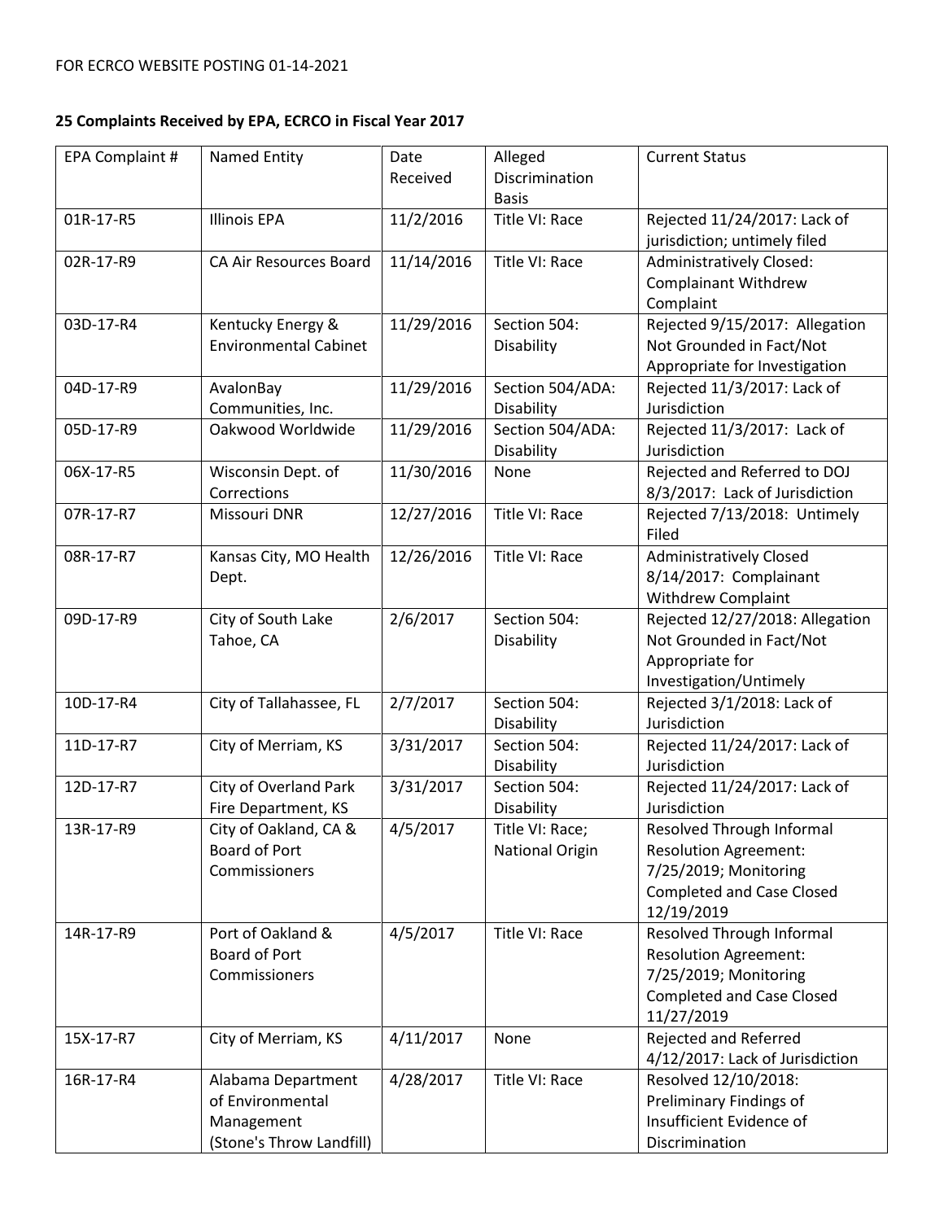FOR ECRCO WEBSITE POSTING 01-14-2021

**25 Complaints Received by EPA, ECRCO in Fiscal Year 2017**

| EPA Complaint # | Named Entity | Date Received | Alleged Discrimination Basis | Current Status |
|---|---|---|---|---|
| 01R-17-R5 | Illinois EPA | 11/2/2016 | Title VI: Race | Rejected 11/24/2017: Lack of jurisdiction; untimely filed |
| 02R-17-R9 | CA Air Resources Board | 11/14/2016 | Title VI: Race | Administratively Closed: Complainant Withdrew Complaint |
| 03D-17-R4 | Kentucky Energy & Environmental Cabinet | 11/29/2016 | Section 504: Disability | Rejected 9/15/2017: Allegation Not Grounded in Fact/Not Appropriate for Investigation |
| 04D-17-R9 | AvalonBay Communities, Inc. | 11/29/2016 | Section 504/ADA: Disability | Rejected 11/3/2017: Lack of Jurisdiction |
| 05D-17-R9 | Oakwood Worldwide | 11/29/2016 | Section 504/ADA: Disability | Rejected 11/3/2017: Lack of Jurisdiction |
| 06X-17-R5 | Wisconsin Dept. of Corrections | 11/30/2016 | None | Rejected and Referred to DOJ 8/3/2017: Lack of Jurisdiction |
| 07R-17-R7 | Missouri DNR | 12/27/2016 | Title VI: Race | Rejected 7/13/2018: Untimely Filed |
| 08R-17-R7 | Kansas City, MO Health Dept. | 12/26/2016 | Title VI: Race | Administratively Closed 8/14/2017: Complainant Withdrew Complaint |
| 09D-17-R9 | City of South Lake Tahoe, CA | 2/6/2017 | Section 504: Disability | Rejected 12/27/2018: Allegation Not Grounded in Fact/Not Appropriate for Investigation/Untimely |
| 10D-17-R4 | City of Tallahassee, FL | 2/7/2017 | Section 504: Disability | Rejected 3/1/2018: Lack of Jurisdiction |
| 11D-17-R7 | City of Merriam, KS | 3/31/2017 | Section 504: Disability | Rejected 11/24/2017: Lack of Jurisdiction |
| 12D-17-R7 | City of Overland Park Fire Department, KS | 3/31/2017 | Section 504: Disability | Rejected 11/24/2017: Lack of Jurisdiction |
| 13R-17-R9 | City of Oakland, CA & Board of Port Commissioners | 4/5/2017 | Title VI: Race; National Origin | Resolved Through Informal Resolution Agreement: 7/25/2019; Monitoring Completed and Case Closed 12/19/2019 |
| 14R-17-R9 | Port of Oakland & Board of Port Commissioners | 4/5/2017 | Title VI: Race | Resolved Through Informal Resolution Agreement: 7/25/2019; Monitoring Completed and Case Closed 11/27/2019 |
| 15X-17-R7 | City of Merriam, KS | 4/11/2017 | None | Rejected and Referred 4/12/2017: Lack of Jurisdiction |
| 16R-17-R4 | Alabama Department of Environmental Management (Stone's Throw Landfill) | 4/28/2017 | Title VI: Race | Resolved 12/10/2018: Preliminary Findings of Insufficient Evidence of Discrimination |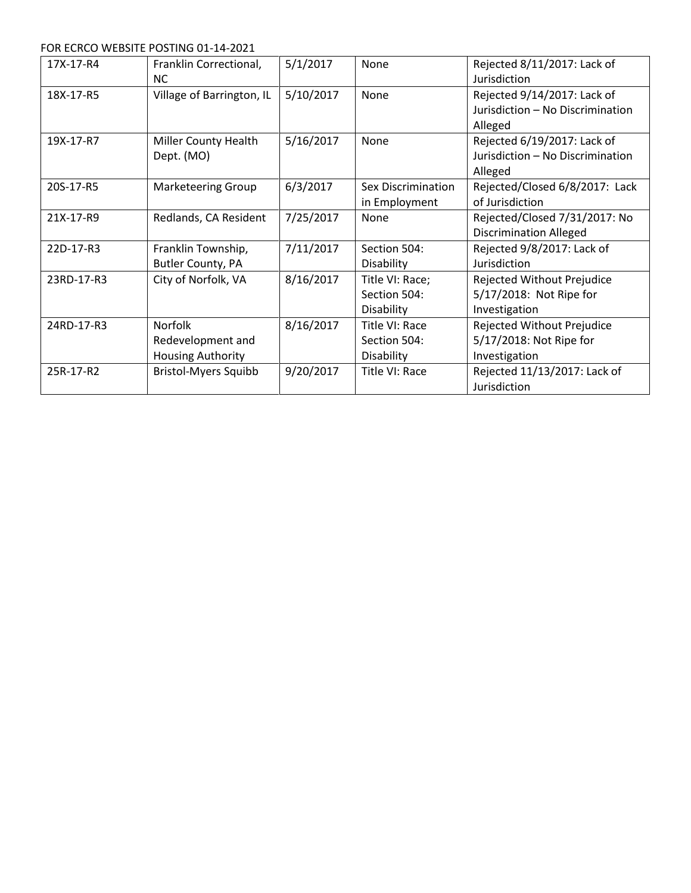FOR ECRCO WEBSITE POSTING 01-14-2021

| | | | | |
|---|---|---|---|---|
| 17X-17-R4 | Franklin Correctional, NC | 5/1/2017 | None | Rejected 8/11/2017: Lack of Jurisdiction |
| 18X-17-R5 | Village of Barrington, IL | 5/10/2017 | None | Rejected 9/14/2017: Lack of Jurisdiction – No Discrimination Alleged |
| 19X-17-R7 | Miller County Health Dept. (MO) | 5/16/2017 | None | Rejected 6/19/2017: Lack of Jurisdiction – No Discrimination Alleged |
| 20S-17-R5 | Marketeering Group | 6/3/2017 | Sex Discrimination in Employment | Rejected/Closed 6/8/2017: Lack of Jurisdiction |
| 21X-17-R9 | Redlands, CA Resident | 7/25/2017 | None | Rejected/Closed 7/31/2017: No Discrimination Alleged |
| 22D-17-R3 | Franklin Township, Butler County, PA | 7/11/2017 | Section 504: Disability | Rejected 9/8/2017: Lack of Jurisdiction |
| 23RD-17-R3 | City of Norfolk, VA | 8/16/2017 | Title VI: Race; Section 504: Disability | Rejected Without Prejudice 5/17/2018: Not Ripe for Investigation |
| 24RD-17-R3 | Norfolk Redevelopment and Housing Authority | 8/16/2017 | Title VI: Race Section 504: Disability | Rejected Without Prejudice 5/17/2018: Not Ripe for Investigation |
| 25R-17-R2 | Bristol-Myers Squibb | 9/20/2017 | Title VI: Race | Rejected 11/13/2017: Lack of Jurisdiction |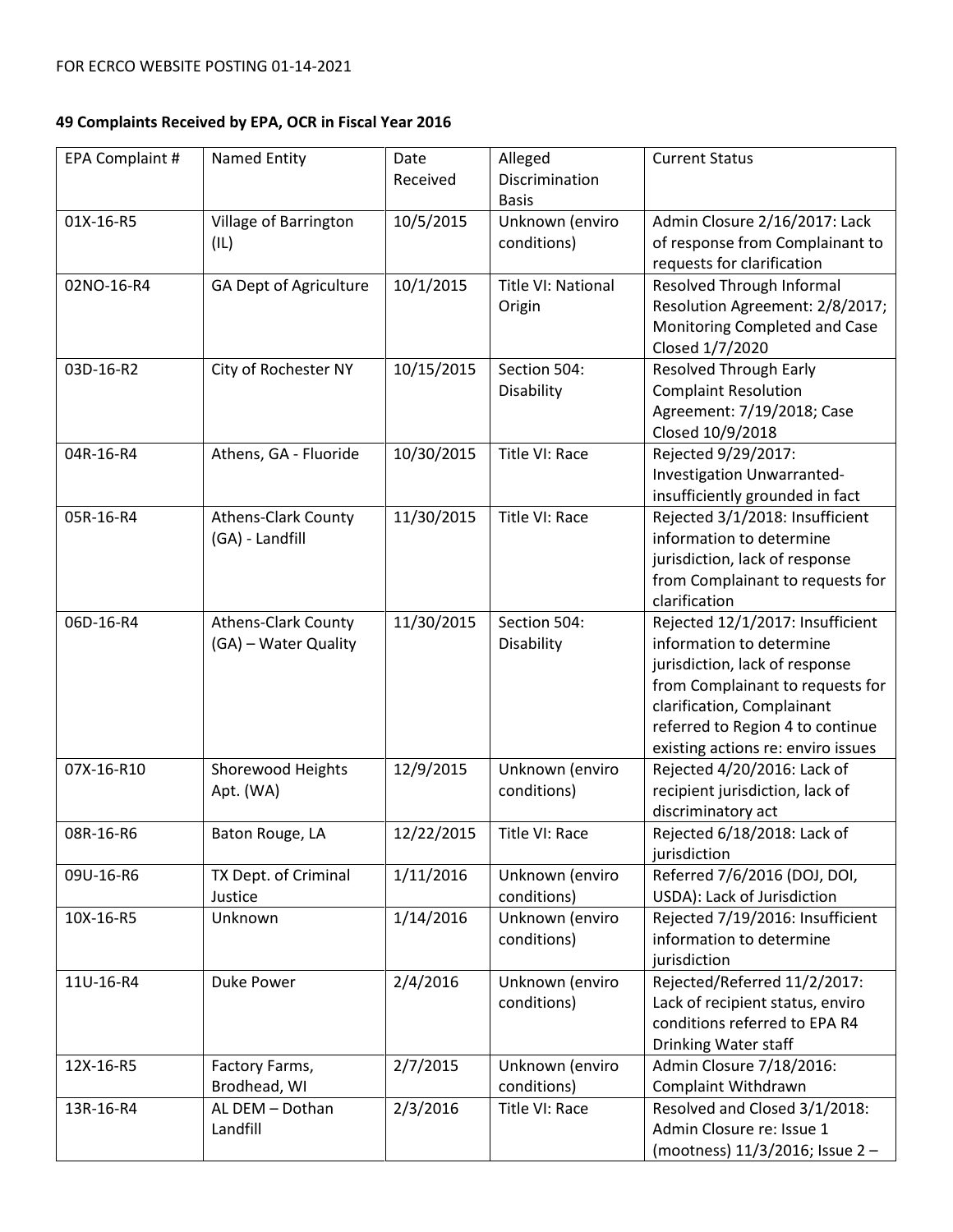FOR ECRCO WEBSITE POSTING 01-14-2021

**49 Complaints Received by EPA, OCR in Fiscal Year 2016**

| EPA Complaint # | Named Entity | Date Received | Alleged Discrimination Basis | Current Status |
|---|---|---|---|---|
| 01X-16-R5 | Village of Barrington (IL) | 10/5/2015 | Unknown (enviro conditions) | Admin Closure 2/16/2017: Lack of response from Complainant to requests for clarification |
| 02NO-16-R4 | GA Dept of Agriculture | 10/1/2015 | Title VI: National Origin | Resolved Through Informal Resolution Agreement: 2/8/2017; Monitoring Completed and Case Closed 1/7/2020 |
| 03D-16-R2 | City of Rochester NY | 10/15/2015 | Section 504: Disability | Resolved Through Early Complaint Resolution Agreement: 7/19/2018; Case Closed 10/9/2018 |
| 04R-16-R4 | Athens, GA - Fluoride | 10/30/2015 | Title VI: Race | Rejected 9/29/2017: Investigation Unwarranted- insufficiently grounded in fact |
| 05R-16-R4 | Athens-Clark County (GA) - Landfill | 11/30/2015 | Title VI: Race | Rejected 3/1/2018: Insufficient information to determine jurisdiction, lack of response from Complainant to requests for clarification |
| 06D-16-R4 | Athens-Clark County (GA) – Water Quality | 11/30/2015 | Section 504: Disability | Rejected 12/1/2017: Insufficient information to determine jurisdiction, lack of response from Complainant to requests for clarification, Complainant referred to Region 4 to continue existing actions re: enviro issues |
| 07X-16-R10 | Shorewood Heights Apt. (WA) | 12/9/2015 | Unknown (enviro conditions) | Rejected 4/20/2016: Lack of recipient jurisdiction, lack of discriminatory act |
| 08R-16-R6 | Baton Rouge, LA | 12/22/2015 | Title VI: Race | Rejected 6/18/2018: Lack of jurisdiction |
| 09U-16-R6 | TX Dept. of Criminal Justice | 1/11/2016 | Unknown (enviro conditions) | Referred 7/6/2016 (DOJ, DOI, USDA): Lack of Jurisdiction |
| 10X-16-R5 | Unknown | 1/14/2016 | Unknown (enviro conditions) | Rejected 7/19/2016: Insufficient information to determine jurisdiction |
| 11U-16-R4 | Duke Power | 2/4/2016 | Unknown (enviro conditions) | Rejected/Referred 11/2/2017: Lack of recipient status, enviro conditions referred to EPA R4 Drinking Water staff |
| 12X-16-R5 | Factory Farms, Brodhead, WI | 2/7/2015 | Unknown (enviro conditions) | Admin Closure 7/18/2016: Complaint Withdrawn |
| 13R-16-R4 | AL DEM – Dothan Landfill | 2/3/2016 | Title VI: Race | Resolved and Closed 3/1/2018: Admin Closure re: Issue 1 (mootness) 11/3/2016; Issue 2 – |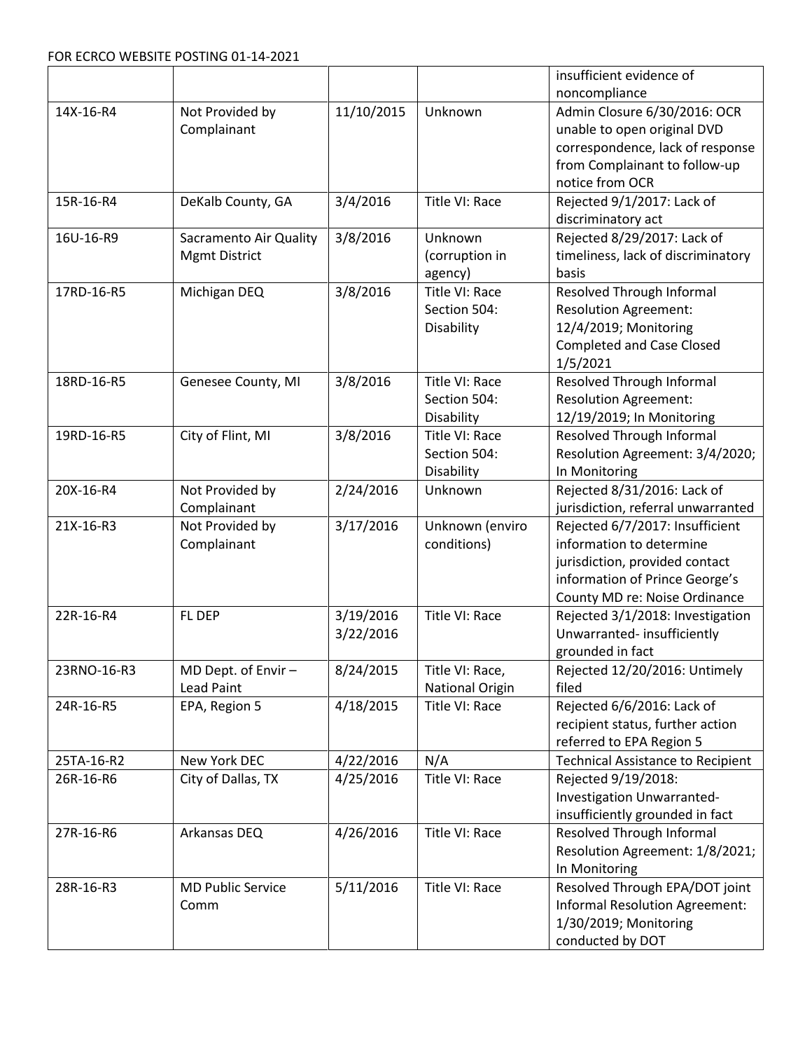| | | | | insufficient evidence of noncompliance |
|---|---|---|---|---|
| 14X-16-R4 | Not Provided by Complainant | 11/10/2015 | Unknown | Admin Closure 6/30/2016: OCR unable to open original DVD correspondence, lack of response from Complainant to follow-up notice from OCR |
| 15R-16-R4 | DeKalb County, GA | 3/4/2016 | Title VI: Race | Rejected 9/1/2017: Lack of discriminatory act |
| 16U-16-R9 | Sacramento Air Quality Mgmt District | 3/8/2016 | Unknown (corruption in agency) | Rejected 8/29/2017: Lack of timeliness, lack of discriminatory basis |
| 17RD-16-R5 | Michigan DEQ | 3/8/2016 | Title VI: Race Section 504: Disability | Resolved Through Informal Resolution Agreement: 12/4/2019; Monitoring Completed and Case Closed 1/5/2021 |
| 18RD-16-R5 | Genesee County, MI | 3/8/2016 | Title VI: Race Section 504: Disability | Resolved Through Informal Resolution Agreement: 12/19/2019; In Monitoring |
| 19RD-16-R5 | City of Flint, MI | 3/8/2016 | Title VI: Race Section 504: Disability | Resolved Through Informal Resolution Agreement: 3/4/2020; In Monitoring |
| 20X-16-R4 | Not Provided by Complainant | 2/24/2016 | Unknown | Rejected 8/31/2016: Lack of jurisdiction, referral unwarranted |
| 21X-16-R3 | Not Provided by Complainant | 3/17/2016 | Unknown (enviro conditions) | Rejected 6/7/2017: Insufficient information to determine jurisdiction, provided contact information of Prince George's County MD re: Noise Ordinance |
| 22R-16-R4 | FL DEP | 3/19/2016 3/22/2016 | Title VI: Race | Rejected 3/1/2018: Investigation Unwarranted- insufficiently grounded in fact |
| 23RNO-16-R3 | MD Dept. of Envir – Lead Paint | 8/24/2015 | Title VI: Race, National Origin | Rejected 12/20/2016: Untimely filed |
| 24R-16-R5 | EPA, Region 5 | 4/18/2015 | Title VI: Race | Rejected 6/6/2016: Lack of recipient status, further action referred to EPA Region 5 |
| 25TA-16-R2 | New York DEC | 4/22/2016 | N/A | Technical Assistance to Recipient |
| 26R-16-R6 | City of Dallas, TX | 4/25/2016 | Title VI: Race | Rejected 9/19/2018: Investigation Unwarranted- insufficiently grounded in fact |
| 27R-16-R6 | Arkansas DEQ | 4/26/2016 | Title VI: Race | Resolved Through Informal Resolution Agreement: 1/8/2021; In Monitoring |
| 28R-16-R3 | MD Public Service Comm | 5/11/2016 | Title VI: Race | Resolved Through EPA/DOT joint Informal Resolution Agreement: 1/30/2019; Monitoring conducted by DOT |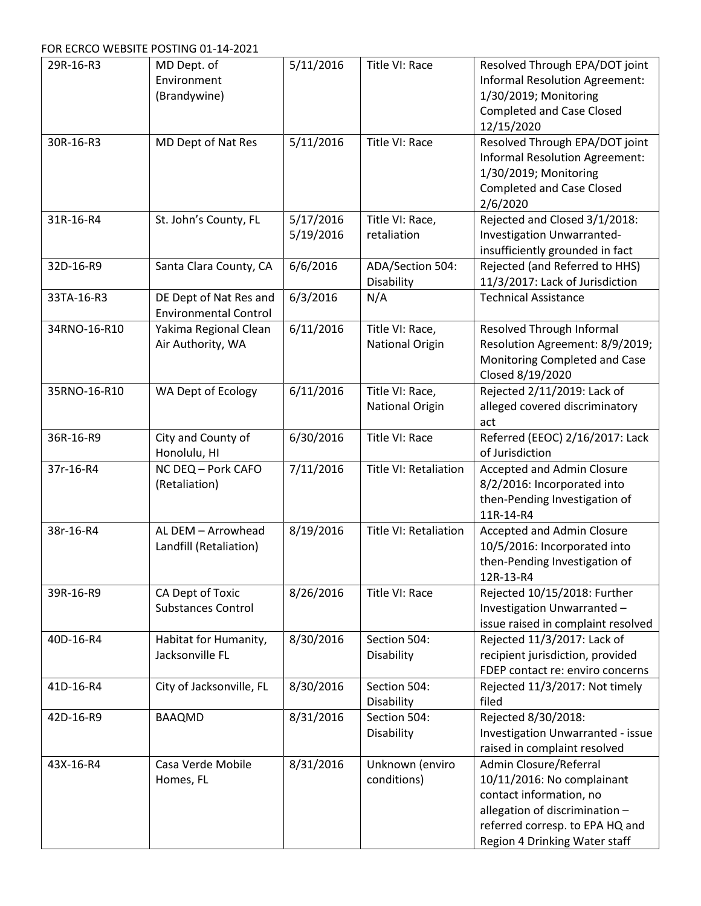FOR ECRCO WEBSITE POSTING 01-14-2021

| | | | | |
|---|---|---|---|---|
| 29R-16-R3 | MD Dept. of Environment (Brandywine) | 5/11/2016 | Title VI: Race | Resolved Through EPA/DOT joint Informal Resolution Agreement: 1/30/2019; Monitoring Completed and Case Closed 12/15/2020 |
| 30R-16-R3 | MD Dept of Nat Res | 5/11/2016 | Title VI: Race | Resolved Through EPA/DOT joint Informal Resolution Agreement: 1/30/2019; Monitoring Completed and Case Closed 2/6/2020 |
| 31R-16-R4 | St. John's County, FL | 5/17/2016 5/19/2016 | Title VI: Race, retaliation | Rejected and Closed 3/1/2018: Investigation Unwarranted- insufficiently grounded in fact |
| 32D-16-R9 | Santa Clara County, CA | 6/6/2016 | ADA/Section 504: Disability | Rejected (and Referred to HHS) 11/3/2017: Lack of Jurisdiction |
| 33TA-16-R3 | DE Dept of Nat Res and Environmental Control | 6/3/2016 | N/A | Technical Assistance |
| 34RNO-16-R10 | Yakima Regional Clean Air Authority, WA | 6/11/2016 | Title VI: Race, National Origin | Resolved Through Informal Resolution Agreement: 8/9/2019; Monitoring Completed and Case Closed 8/19/2020 |
| 35RNO-16-R10 | WA Dept of Ecology | 6/11/2016 | Title VI: Race, National Origin | Rejected 2/11/2019: Lack of alleged covered discriminatory act |
| 36R-16-R9 | City and County of Honolulu, HI | 6/30/2016 | Title VI: Race | Referred (EEOC) 2/16/2017: Lack of Jurisdiction |
| 37r-16-R4 | NC DEQ – Pork CAFO (Retaliation) | 7/11/2016 | Title VI: Retaliation | Accepted and Admin Closure 8/2/2016: Incorporated into then-Pending Investigation of 11R-14-R4 |
| 38r-16-R4 | AL DEM – Arrowhead Landfill (Retaliation) | 8/19/2016 | Title VI: Retaliation | Accepted and Admin Closure 10/5/2016: Incorporated into then-Pending Investigation of 12R-13-R4 |
| 39R-16-R9 | CA Dept of Toxic Substances Control | 8/26/2016 | Title VI: Race | Rejected 10/15/2018: Further Investigation Unwarranted – issue raised in complaint resolved |
| 40D-16-R4 | Habitat for Humanity, Jacksonville FL | 8/30/2016 | Section 504: Disability | Rejected 11/3/2017: Lack of recipient jurisdiction, provided FDEP contact re: enviro concerns |
| 41D-16-R4 | City of Jacksonville, FL | 8/30/2016 | Section 504: Disability | Rejected 11/3/2017: Not timely filed |
| 42D-16-R9 | BAAQMD | 8/31/2016 | Section 504: Disability | Rejected 8/30/2018: Investigation Unwarranted - issue raised in complaint resolved |
| 43X-16-R4 | Casa Verde Mobile Homes, FL | 8/31/2016 | Unknown (enviro conditions) | Admin Closure/Referral 10/11/2016: No complainant contact information, no allegation of discrimination – referred corresp. to EPA HQ and Region 4 Drinking Water staff |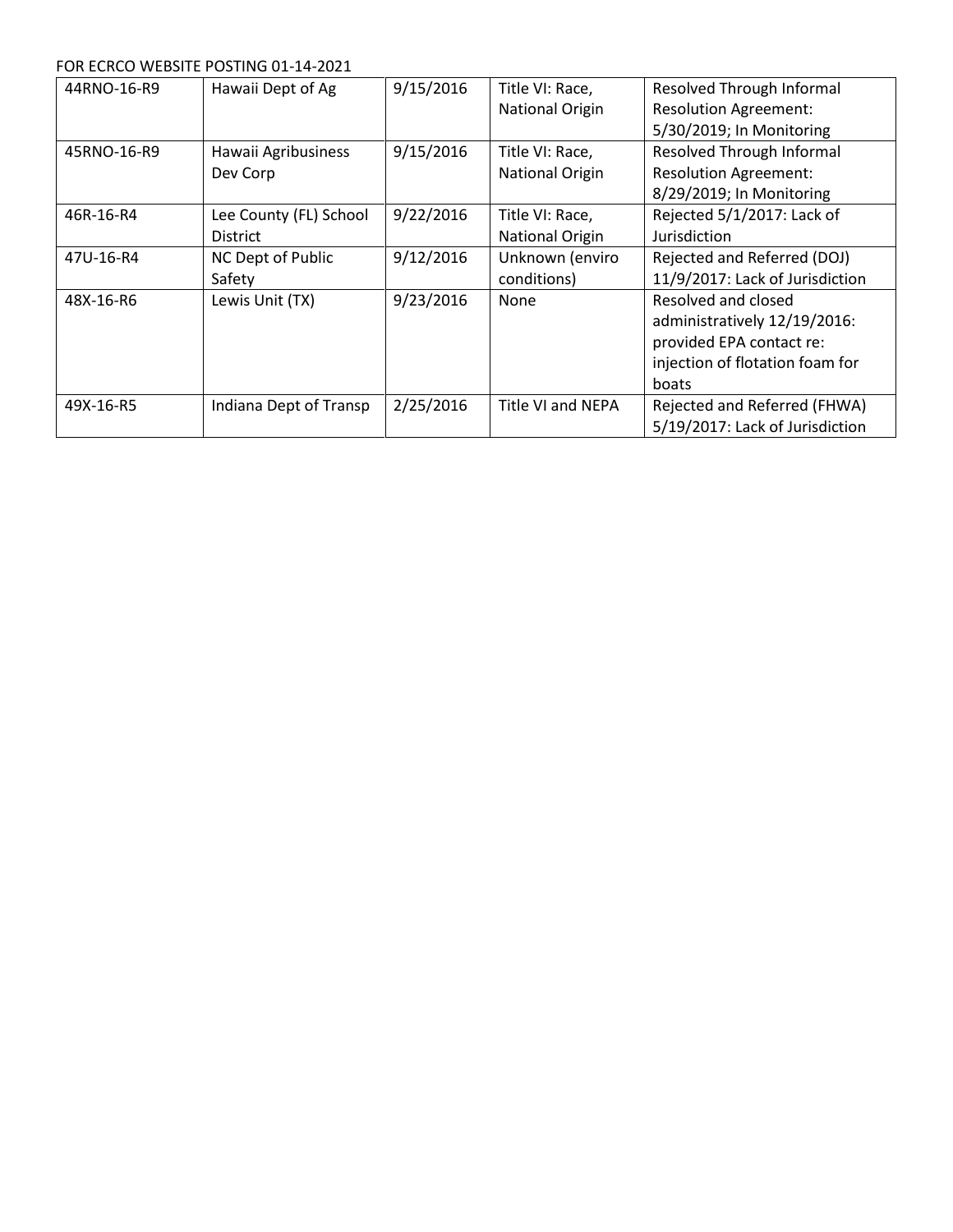FOR ECRCO WEBSITE POSTING 01-14-2021

| | | | | |
|---|---|---|---|---|
| 44RNO-16-R9 | Hawaii Dept of Ag | 9/15/2016 | Title VI: Race, National Origin | Resolved Through Informal Resolution Agreement: 5/30/2019; In Monitoring |
| 45RNO-16-R9 | Hawaii Agribusiness Dev Corp | 9/15/2016 | Title VI: Race, National Origin | Resolved Through Informal Resolution Agreement: 8/29/2019; In Monitoring |
| 46R-16-R4 | Lee County (FL) School District | 9/22/2016 | Title VI: Race, National Origin | Rejected 5/1/2017: Lack of Jurisdiction |
| 47U-16-R4 | NC Dept of Public Safety | 9/12/2016 | Unknown (enviro conditions) | Rejected and Referred (DOJ) 11/9/2017: Lack of Jurisdiction |
| 48X-16-R6 | Lewis Unit (TX) | 9/23/2016 | None | Resolved and closed administratively 12/19/2016: provided EPA contact re: injection of flotation foam for boats |
| 49X-16-R5 | Indiana Dept of Transp | 2/25/2016 | Title VI and NEPA | Rejected and Referred (FHWA) 5/19/2017: Lack of Jurisdiction |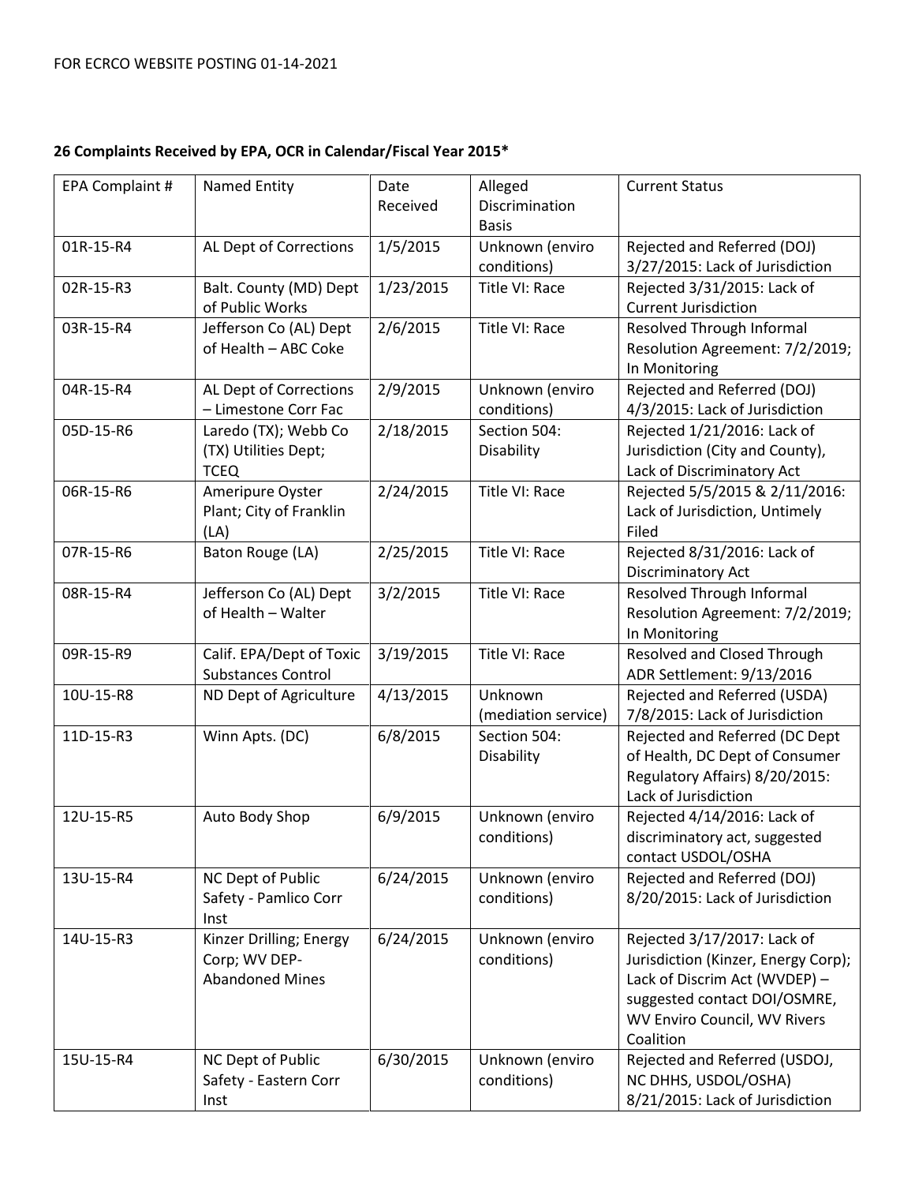FOR ECRCO WEBSITE POSTING 01-14-2021

**26 Complaints Received by EPA, OCR in Calendar/Fiscal Year 2015***

| EPA Complaint # | Named Entity | Date Received | Alleged Discrimination Basis | Current Status |
|---|---|---|---|---|
| 01R-15-R4 | AL Dept of Corrections | 1/5/2015 | Unknown (enviro conditions) | Rejected and Referred (DOJ) 3/27/2015: Lack of Jurisdiction |
| 02R-15-R3 | Balt. County (MD) Dept of Public Works | 1/23/2015 | Title VI: Race | Rejected 3/31/2015: Lack of Current Jurisdiction |
| 03R-15-R4 | Jefferson Co (AL) Dept of Health – ABC Coke | 2/6/2015 | Title VI: Race | Resolved Through Informal Resolution Agreement: 7/2/2019; In Monitoring |
| 04R-15-R4 | AL Dept of Corrections – Limestone Corr Fac | 2/9/2015 | Unknown (enviro conditions) | Rejected and Referred (DOJ) 4/3/2015: Lack of Jurisdiction |
| 05D-15-R6 | Laredo (TX); Webb Co (TX) Utilities Dept; TCEQ | 2/18/2015 | Section 504: Disability | Rejected 1/21/2016: Lack of Jurisdiction (City and County), Lack of Discriminatory Act |
| 06R-15-R6 | Ameripure Oyster Plant; City of Franklin (LA) | 2/24/2015 | Title VI: Race | Rejected 5/5/2015 & 2/11/2016: Lack of Jurisdiction, Untimely Filed |
| 07R-15-R6 | Baton Rouge (LA) | 2/25/2015 | Title VI: Race | Rejected 8/31/2016: Lack of Discriminatory Act |
| 08R-15-R4 | Jefferson Co (AL) Dept of Health – Walter | 3/2/2015 | Title VI: Race | Resolved Through Informal Resolution Agreement: 7/2/2019; In Monitoring |
| 09R-15-R9 | Calif. EPA/Dept of Toxic Substances Control | 3/19/2015 | Title VI: Race | Resolved and Closed Through ADR Settlement: 9/13/2016 |
| 10U-15-R8 | ND Dept of Agriculture | 4/13/2015 | Unknown (mediation service) | Rejected and Referred (USDA) 7/8/2015: Lack of Jurisdiction |
| 11D-15-R3 | Winn Apts. (DC) | 6/8/2015 | Section 504: Disability | Rejected and Referred (DC Dept of Health, DC Dept of Consumer Regulatory Affairs) 8/20/2015: Lack of Jurisdiction |
| 12U-15-R5 | Auto Body Shop | 6/9/2015 | Unknown (enviro conditions) | Rejected 4/14/2016: Lack of discriminatory act, suggested contact USDOL/OSHA |
| 13U-15-R4 | NC Dept of Public Safety - Pamlico Corr Inst | 6/24/2015 | Unknown (enviro conditions) | Rejected and Referred (DOJ) 8/20/2015: Lack of Jurisdiction |
| 14U-15-R3 | Kinzer Drilling; Energy Corp; WV DEP-Abandoned Mines | 6/24/2015 | Unknown (enviro conditions) | Rejected 3/17/2017: Lack of Jurisdiction (Kinzer, Energy Corp); Lack of Discrim Act (WVDEP) – suggested contact DOI/OSMRE, WV Enviro Council, WV Rivers Coalition |
| 15U-15-R4 | NC Dept of Public Safety - Eastern Corr Inst | 6/30/2015 | Unknown (enviro conditions) | Rejected and Referred (USDOJ, NC DHHS, USDOL/OSHA) 8/21/2015: Lack of Jurisdiction |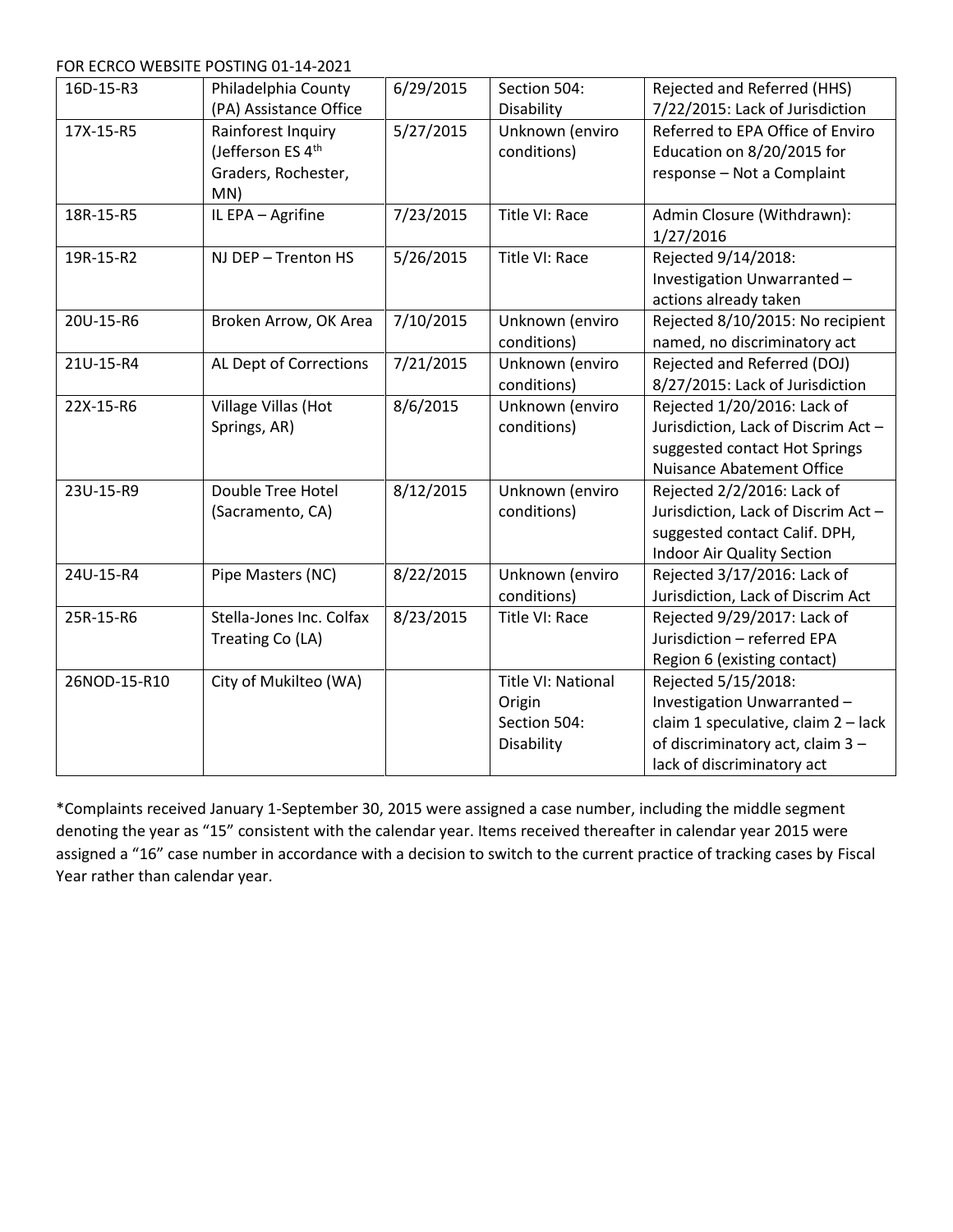FOR ECRCO WEBSITE POSTING 01-14-2021

| | | | | |
|---|---|---|---|---|
| 16D-15-R3 | Philadelphia County (PA) Assistance Office | 6/29/2015 | Section 504: Disability | Rejected and Referred (HHS) 7/22/2015: Lack of Jurisdiction |
| 17X-15-R5 | Rainforest Inquiry (Jefferson ES 4th Graders, Rochester, MN) | 5/27/2015 | Unknown (enviro conditions) | Referred to EPA Office of Enviro Education on 8/20/2015 for response – Not a Complaint |
| 18R-15-R5 | IL EPA – Agrifine | 7/23/2015 | Title VI: Race | Admin Closure (Withdrawn): 1/27/2016 |
| 19R-15-R2 | NJ DEP – Trenton HS | 5/26/2015 | Title VI: Race | Rejected 9/14/2018: Investigation Unwarranted – actions already taken |
| 20U-15-R6 | Broken Arrow, OK Area | 7/10/2015 | Unknown (enviro conditions) | Rejected 8/10/2015: No recipient named, no discriminatory act |
| 21U-15-R4 | AL Dept of Corrections | 7/21/2015 | Unknown (enviro conditions) | Rejected and Referred (DOJ) 8/27/2015: Lack of Jurisdiction |
| 22X-15-R6 | Village Villas (Hot Springs, AR) | 8/6/2015 | Unknown (enviro conditions) | Rejected 1/20/2016: Lack of Jurisdiction, Lack of Discrim Act – suggested contact Hot Springs Nuisance Abatement Office |
| 23U-15-R9 | Double Tree Hotel (Sacramento, CA) | 8/12/2015 | Unknown (enviro conditions) | Rejected 2/2/2016: Lack of Jurisdiction, Lack of Discrim Act – suggested contact Calif. DPH, Indoor Air Quality Section |
| 24U-15-R4 | Pipe Masters (NC) | 8/22/2015 | Unknown (enviro conditions) | Rejected 3/17/2016: Lack of Jurisdiction, Lack of Discrim Act |
| 25R-15-R6 | Stella-Jones Inc. Colfax Treating Co (LA) | 8/23/2015 | Title VI: Race | Rejected 9/29/2017: Lack of Jurisdiction – referred EPA Region 6 (existing contact) |
| 26NOD-15-R10 | City of Mukilteo (WA) | | Title VI: National Origin Section 504: Disability | Rejected 5/15/2018: Investigation Unwarranted – claim 1 speculative, claim 2 – lack of discriminatory act, claim 3 – lack of discriminatory act |

*Complaints received January 1-September 30, 2015 were assigned a case number, including the middle segment denoting the year as "15" consistent with the calendar year. Items received thereafter in calendar year 2015 were assigned a "16" case number in accordance with a decision to switch to the current practice of tracking cases by Fiscal Year rather than calendar year.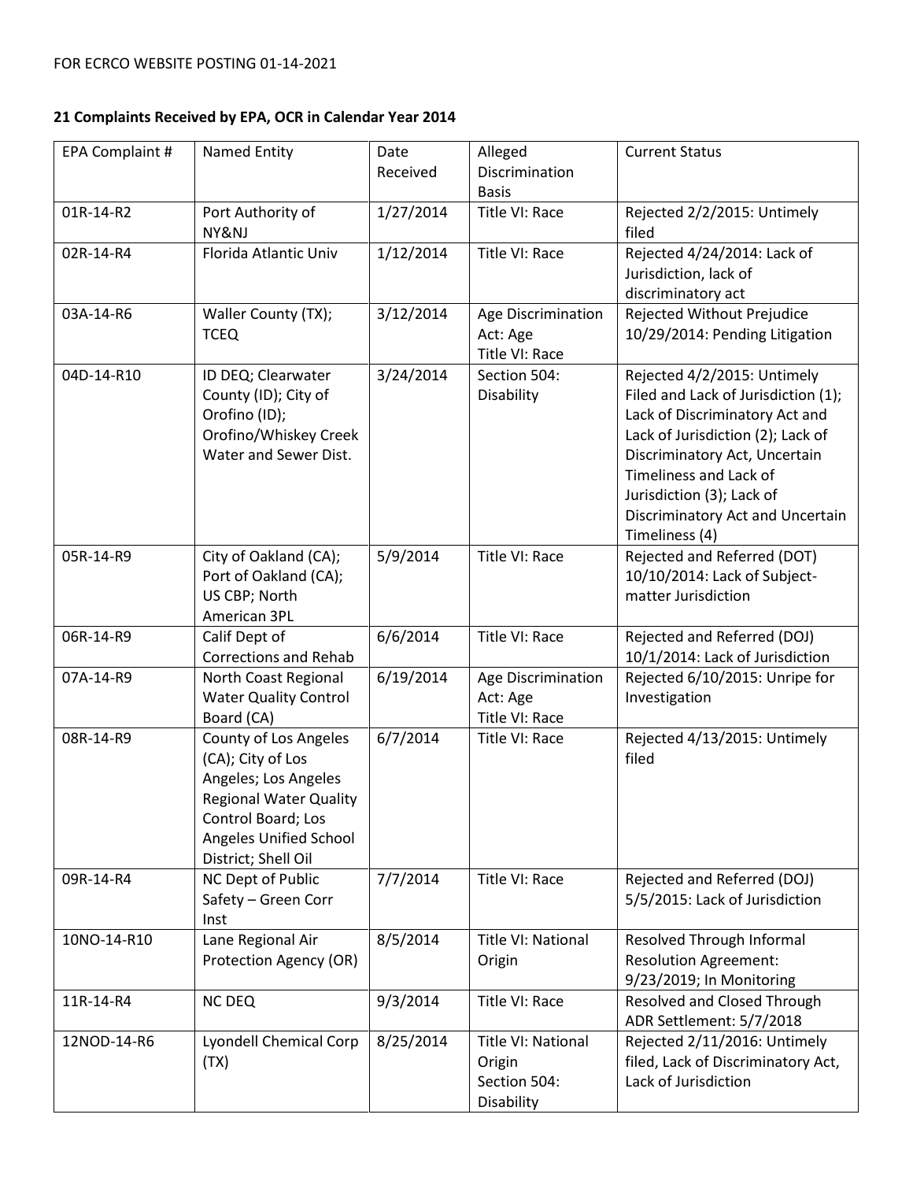FOR ECRCO WEBSITE POSTING 01-14-2021

**21 Complaints Received by EPA, OCR in Calendar Year 2014**

| EPA Complaint # | Named Entity | Date Received | Alleged Discrimination Basis | Current Status |
|---|---|---|---|---|
| 01R-14-R2 | Port Authority of NY&NJ | 1/27/2014 | Title VI: Race | Rejected 2/2/2015: Untimely filed |
| 02R-14-R4 | Florida Atlantic Univ | 1/12/2014 | Title VI: Race | Rejected 4/24/2014: Lack of Jurisdiction, lack of discriminatory act |
| 03A-14-R6 | Waller County (TX); TCEQ | 3/12/2014 | Age Discrimination Act: Age Title VI: Race | Rejected Without Prejudice 10/29/2014: Pending Litigation |
| 04D-14-R10 | ID DEQ; Clearwater County (ID); City of Orofino (ID); Orofino/Whiskey Creek Water and Sewer Dist. | 3/24/2014 | Section 504: Disability | Rejected 4/2/2015: Untimely Filed and Lack of Jurisdiction (1); Lack of Discriminatory Act and Lack of Jurisdiction (2); Lack of Discriminatory Act, Uncertain Timeliness and Lack of Jurisdiction (3); Lack of Discriminatory Act and Uncertain Timeliness (4) |
| 05R-14-R9 | City of Oakland (CA); Port of Oakland (CA); US CBP; North American 3PL | 5/9/2014 | Title VI: Race | Rejected and Referred (DOT) 10/10/2014: Lack of Subject-matter Jurisdiction |
| 06R-14-R9 | Calif Dept of Corrections and Rehab | 6/6/2014 | Title VI: Race | Rejected and Referred (DOJ) 10/1/2014: Lack of Jurisdiction |
| 07A-14-R9 | North Coast Regional Water Quality Control Board (CA) | 6/19/2014 | Age Discrimination Act: Age Title VI: Race | Rejected 6/10/2015: Unripe for Investigation |
| 08R-14-R9 | County of Los Angeles (CA); City of Los Angeles; Los Angeles Regional Water Quality Control Board; Los Angeles Unified School District; Shell Oil | 6/7/2014 | Title VI: Race | Rejected 4/13/2015: Untimely filed |
| 09R-14-R4 | NC Dept of Public Safety – Green Corr Inst | 7/7/2014 | Title VI: Race | Rejected and Referred (DOJ) 5/5/2015: Lack of Jurisdiction |
| 10NO-14-R10 | Lane Regional Air Protection Agency (OR) | 8/5/2014 | Title VI: National Origin | Resolved Through Informal Resolution Agreement: 9/23/2019; In Monitoring |
| 11R-14-R4 | NC DEQ | 9/3/2014 | Title VI: Race | Resolved and Closed Through ADR Settlement: 5/7/2018 |
| 12NOD-14-R6 | Lyondell Chemical Corp (TX) | 8/25/2014 | Title VI: National Origin Section 504: Disability | Rejected 2/11/2016: Untimely filed, Lack of Discriminatory Act, Lack of Jurisdiction |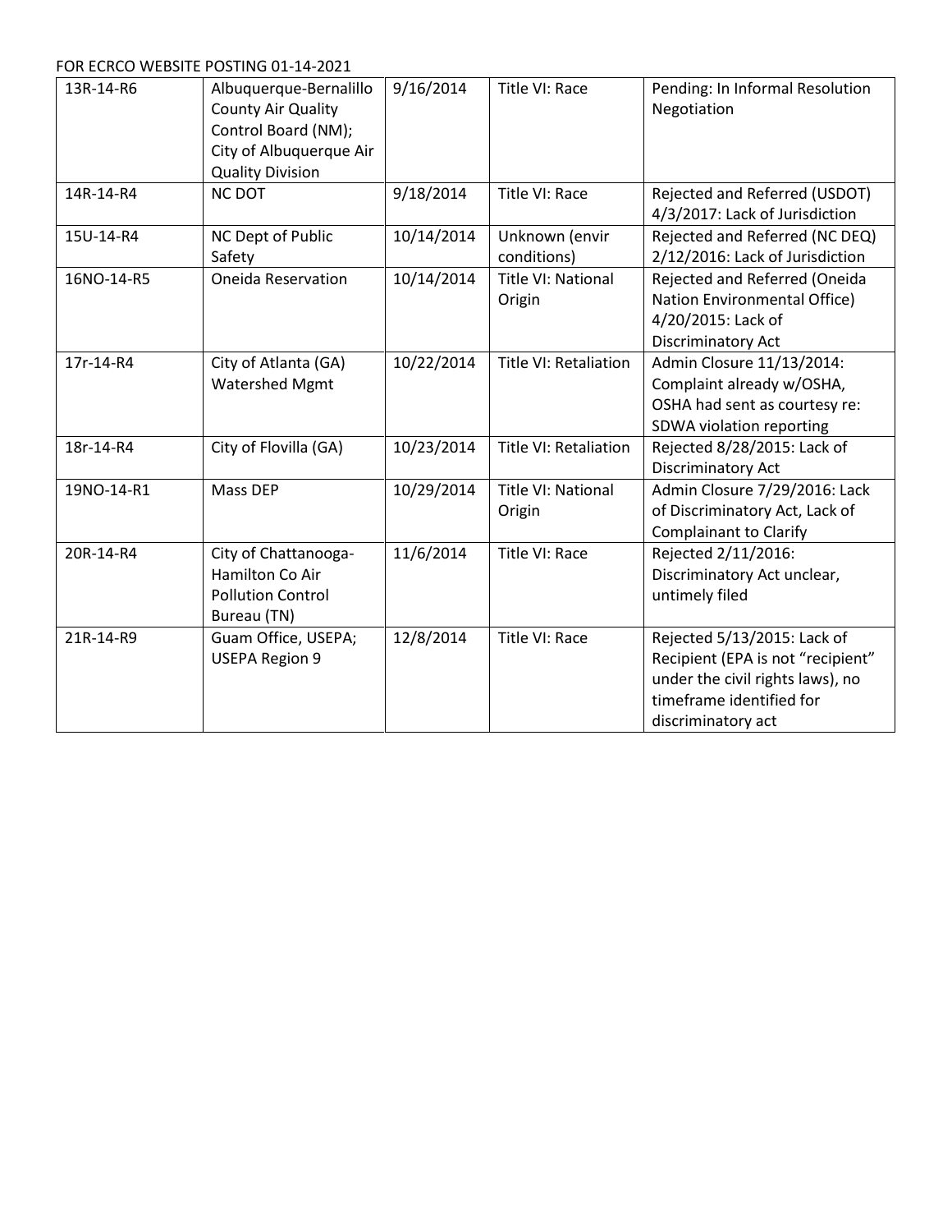FOR ECRCO WEBSITE POSTING 01-14-2021

| | | | | |
|---|---|---|---|---|
| 13R-14-R6 | Albuquerque-Bernalillo County Air Quality Control Board (NM); City of Albuquerque Air Quality Division | 9/16/2014 | Title VI: Race | Pending: In Informal Resolution Negotiation |
| 14R-14-R4 | NC DOT | 9/18/2014 | Title VI: Race | Rejected and Referred (USDOT) 4/3/2017: Lack of Jurisdiction |
| 15U-14-R4 | NC Dept of Public Safety | 10/14/2014 | Unknown (envir conditions) | Rejected and Referred (NC DEQ) 2/12/2016: Lack of Jurisdiction |
| 16NO-14-R5 | Oneida Reservation | 10/14/2014 | Title VI: National Origin | Rejected and Referred (Oneida Nation Environmental Office) 4/20/2015: Lack of Discriminatory Act |
| 17r-14-R4 | City of Atlanta (GA) Watershed Mgmt | 10/22/2014 | Title VI: Retaliation | Admin Closure 11/13/2014: Complaint already w/OSHA, OSHA had sent as courtesy re: SDWA violation reporting |
| 18r-14-R4 | City of Flovilla (GA) | 10/23/2014 | Title VI: Retaliation | Rejected 8/28/2015: Lack of Discriminatory Act |
| 19NO-14-R1 | Mass DEP | 10/29/2014 | Title VI: National Origin | Admin Closure 7/29/2016: Lack of Discriminatory Act, Lack of Complainant to Clarify |
| 20R-14-R4 | City of Chattanooga-Hamilton Co Air Pollution Control Bureau (TN) | 11/6/2014 | Title VI: Race | Rejected 2/11/2016: Discriminatory Act unclear, untimely filed |
| 21R-14-R9 | Guam Office, USEPA; USEPA Region 9 | 12/8/2014 | Title VI: Race | Rejected 5/13/2015: Lack of Recipient (EPA is not "recipient" under the civil rights laws), no timeframe identified for discriminatory act |